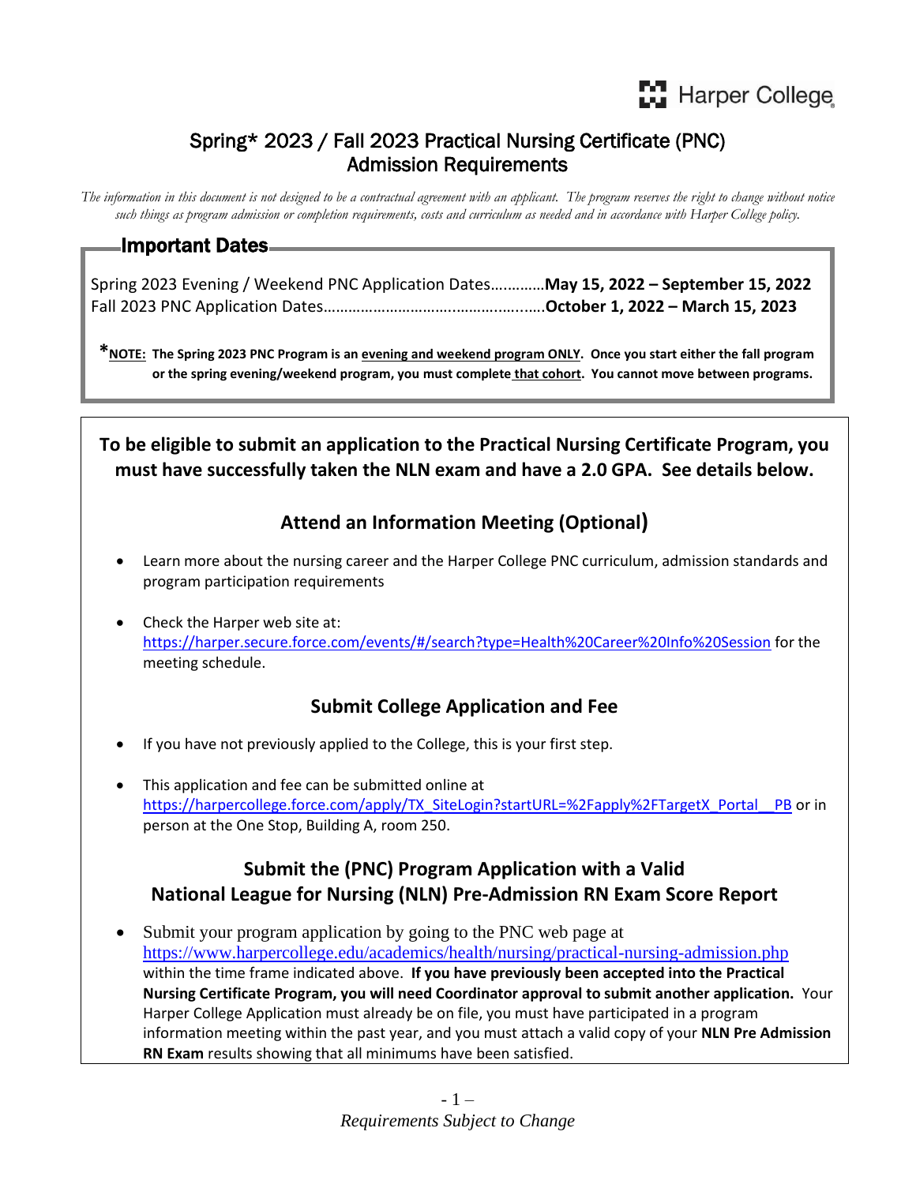Harper College

# Spring* 2023 / Fall 2023 Practical Nursing Certificate (PNC) Admission Requirements

*The information in this document is not designed to be a contractual agreement with an applicant. The program reserves the right to change without notice such things as program admission or completion requirements, costs and curriculum as needed and in accordance with Harper College policy.*

## Important Dates

Spring 2023 Evening / Weekend PNC Application Dates…………**May 15, 2022 – September 15, 2022**
Fall 2023 PNC Application Dates………………………………………….**October 1, 2022 – March 15, 2023**

***NOTE: The Spring 2023 PNC Program is an evening and weekend program ONLY. Once you start either the fall program or the spring evening/weekend program, you must complete that cohort. You cannot move between programs.**

**To be eligible to submit an application to the Practical Nursing Certificate Program, you must have successfully taken the NLN exam and have a 2.0 GPA. See details below.**

### Attend an Information Meeting (Optional)

- Learn more about the nursing career and the Harper College PNC curriculum, admission standards and program participation requirements
- Check the Harper web site at: https://harper.secure.force.com/events/#/search?type=Health%20Career%20Info%20Session for the meeting schedule.

### Submit College Application and Fee

- If you have not previously applied to the College, this is your first step.
- This application and fee can be submitted online at https://harpercollege.force.com/apply/TX_SiteLogin?startURL=%2Fapply%2FTargetX_Portal__PB or in person at the One Stop, Building A, room 250.

### Submit the (PNC) Program Application with a Valid National League for Nursing (NLN) Pre-Admission RN Exam Score Report

- Submit your program application by going to the PNC web page at https://www.harpercollege.edu/academics/health/nursing/practical-nursing-admission.php within the time frame indicated above. **If you have previously been accepted into the Practical Nursing Certificate Program, you will need Coordinator approval to submit another application.** Your Harper College Application must already be on file, you must have participated in a program information meeting within the past year, and you must attach a valid copy of your **NLN Pre Admission RN Exam** results showing that all minimums have been satisfied.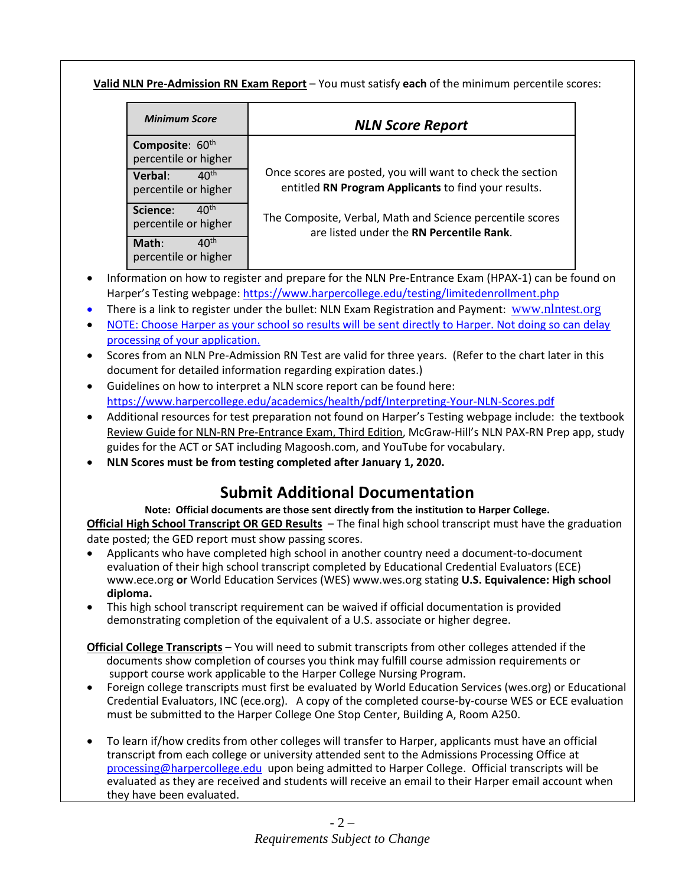**Valid NLN Pre-Admission RN Exam Report** – You must satisfy **each** of the minimum percentile scores:

| ***Minimum Score*** | ***NLN Score Report*** |
|---|---|
| **Composite**: 60th percentile or higher | Once scores are posted, you will want to check the section entitled **RN Program Applicants** to find your results. |
| **Verbal**: 40th percentile or higher | |
| **Science**: 40th percentile or higher | The Composite, Verbal, Math and Science percentile scores are listed under the **RN Percentile Rank**. |
| **Math**: 40th percentile or higher | |

- Information on how to register and prepare for the NLN Pre-Entrance Exam (HPAX-1) can be found on Harper's Testing webpage: https://www.harpercollege.edu/testing/limitedenrollment.php
- There is a link to register under the bullet: NLN Exam Registration and Payment: www.nlntest.org
- NOTE: Choose Harper as your school so results will be sent directly to Harper. Not doing so can delay processing of your application.
- Scores from an NLN Pre-Admission RN Test are valid for three years. (Refer to the chart later in this document for detailed information regarding expiration dates.)
- Guidelines on how to interpret a NLN score report can be found here: https://www.harpercollege.edu/academics/health/pdf/Interpreting-Your-NLN-Scores.pdf
- Additional resources for test preparation not found on Harper's Testing webpage include: the textbook Review Guide for NLN-RN Pre-Entrance Exam, Third Edition, McGraw-Hill's NLN PAX-RN Prep app, study guides for the ACT or SAT including Magoosh.com, and YouTube for vocabulary.
- **NLN Scores must be from testing completed after January 1, 2020.**

## Submit Additional Documentation

**Note: Official documents are those sent directly from the institution to Harper College.**

**Official High School Transcript OR GED Results** – The final high school transcript must have the graduation date posted; the GED report must show passing scores.

- Applicants who have completed high school in another country need a document-to-document evaluation of their high school transcript completed by Educational Credential Evaluators (ECE) www.ece.org **or** World Education Services (WES) www.wes.org stating **U.S. Equivalence: High school diploma.**
- This high school transcript requirement can be waived if official documentation is provided demonstrating completion of the equivalent of a U.S. associate or higher degree.

**Official College Transcripts** – You will need to submit transcripts from other colleges attended if the documents show completion of courses you think may fulfill course admission requirements or support course work applicable to the Harper College Nursing Program.

- Foreign college transcripts must first be evaluated by World Education Services (wes.org) or Educational Credential Evaluators, INC (ece.org). A copy of the completed course-by-course WES or ECE evaluation must be submitted to the Harper College One Stop Center, Building A, Room A250.
- To learn if/how credits from other colleges will transfer to Harper, applicants must have an official transcript from each college or university attended sent to the Admissions Processing Office at processing@harpercollege.edu upon being admitted to Harper College. Official transcripts will be evaluated as they are received and students will receive an email to their Harper email account when they have been evaluated.

*Requirements Subject to Change*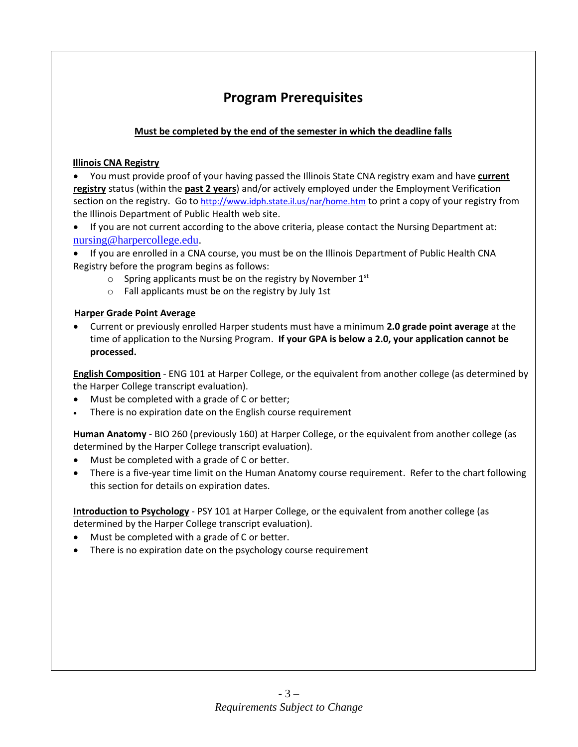# Program Prerequisites

**Must be completed by the end of the semester in which the deadline falls**

**Illinois CNA Registry**

- You must provide proof of your having passed the Illinois State CNA registry exam and have **current registry** status (within the **past 2 years**) and/or actively employed under the Employment Verification section on the registry. Go to http://www.idph.state.il.us/nar/home.htm to print a copy of your registry from the Illinois Department of Public Health web site.
- If you are not current according to the above criteria, please contact the Nursing Department at: nursing@harpercollege.edu.
- If you are enrolled in a CNA course, you must be on the Illinois Department of Public Health CNA Registry before the program begins as follows:
  - Spring applicants must be on the registry by November 1st
  - Fall applicants must be on the registry by July 1st

**Harper Grade Point Average**

- Current or previously enrolled Harper students must have a minimum **2.0 grade point average** at the time of application to the Nursing Program. **If your GPA is below a 2.0, your application cannot be processed.**

**English Composition** - ENG 101 at Harper College, or the equivalent from another college (as determined by the Harper College transcript evaluation).

- Must be completed with a grade of C or better;
- There is no expiration date on the English course requirement

**Human Anatomy** - BIO 260 (previously 160) at Harper College, or the equivalent from another college (as determined by the Harper College transcript evaluation).

- Must be completed with a grade of C or better.
- There is a five-year time limit on the Human Anatomy course requirement. Refer to the chart following this section for details on expiration dates.

**Introduction to Psychology** - PSY 101 at Harper College, or the equivalent from another college (as determined by the Harper College transcript evaluation).

- Must be completed with a grade of C or better.
- There is no expiration date on the psychology course requirement

*Requirements Subject to Change*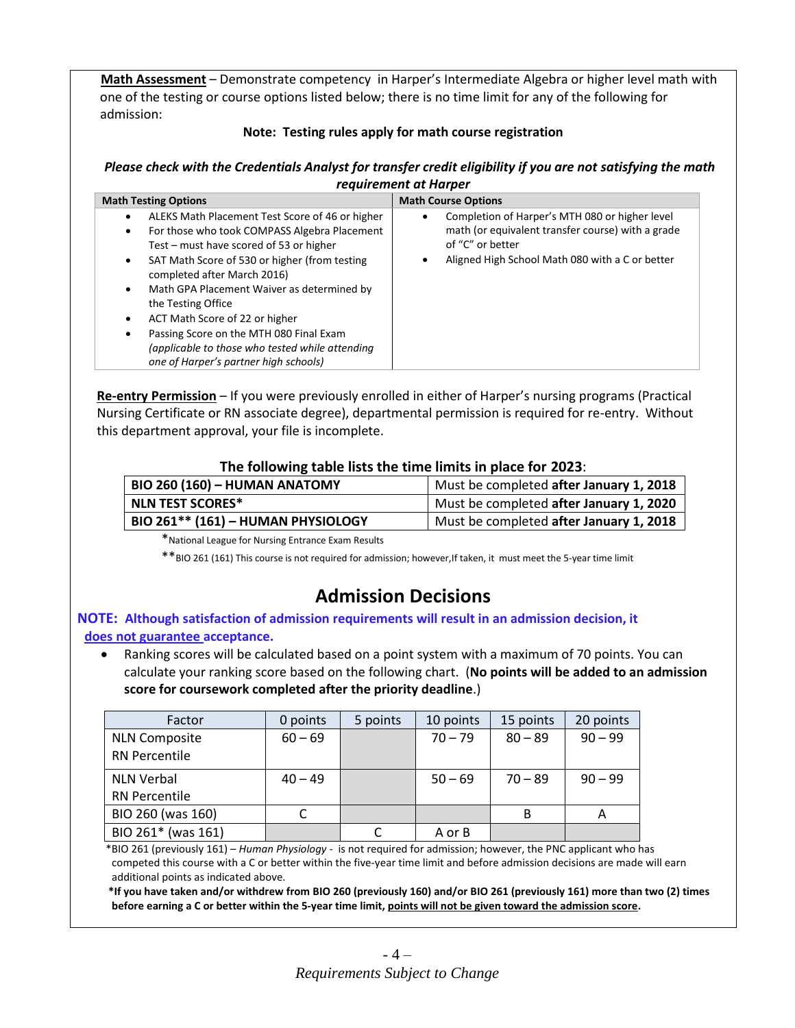**Math Assessment** – Demonstrate competency in Harper's Intermediate Algebra or higher level math with one of the testing or course options listed below; there is no time limit for any of the following for admission:

**Note: Testing rules apply for math course registration**

***Please check with the Credentials Analyst for transfer credit eligibility if you are not satisfying the math requirement at Harper***

| Math Testing Options | Math Course Options |
|---|---|
| • ALEKS Math Placement Test Score of 46 or higher<br>• For those who took COMPASS Algebra Placement Test – must have scored of 53 or higher<br>• SAT Math Score of 530 or higher (from testing completed after March 2016)<br>• Math GPA Placement Waiver as determined by the Testing Office<br>• ACT Math Score of 22 or higher<br>• Passing Score on the MTH 080 Final Exam *(applicable to those who tested while attending one of Harper's partner high schools)* | • Completion of Harper's MTH 080 or higher level math (or equivalent transfer course) with a grade of "C" or better<br>• Aligned High School Math 080 with a C or better |

**Re-entry Permission** – If you were previously enrolled in either of Harper's nursing programs (Practical Nursing Certificate or RN associate degree), departmental permission is required for re-entry. Without this department approval, your file is incomplete.

**The following table lists the time limits in place for 2023**:

| | |
|---|---|
| **BIO 260 (160) – HUMAN ANATOMY** | Must be completed **after January 1, 2018** |
| **NLN TEST SCORES*** | Must be completed **after January 1, 2020** |
| **BIO 261** (161) – HUMAN PHYSIOLOGY** | Must be completed **after January 1, 2018** |

*National League for Nursing Entrance Exam Results

**BIO 261 (161) This course is not required for admission; however,If taken, it must meet the 5-year time limit

## Admission Decisions

**NOTE: Although satisfaction of admission requirements will result in an admission decision, it does not guarantee acceptance.**

- Ranking scores will be calculated based on a point system with a maximum of 70 points. You can calculate your ranking score based on the following chart. (**No points will be added to an admission score for coursework completed after the priority deadline**.)

| Factor | 0 points | 5 points | 10 points | 15 points | 20 points |
|---|---|---|---|---|---|
| NLN Composite RN Percentile | 60 – 69 | | 70 – 79 | 80 – 89 | 90 – 99 |
| NLN Verbal RN Percentile | 40 – 49 | | 50 – 69 | 70 – 89 | 90 – 99 |
| BIO 260 (was 160) | C | | | B | A |
| BIO 261* (was 161) | | C | A or B | | |

*BIO 261 (previously 161) – *Human Physiology* - is not required for admission; however, the PNC applicant who has competed this course with a C or better within the five-year time limit and before admission decisions are made will earn additional points as indicated above.

**\*If you have taken and/or withdrew from BIO 260 (previously 160) and/or BIO 261 (previously 161) more than two (2) times before earning a C or better within the 5-year time limit, points will not be given toward the admission score.**

*Requirements Subject to Change*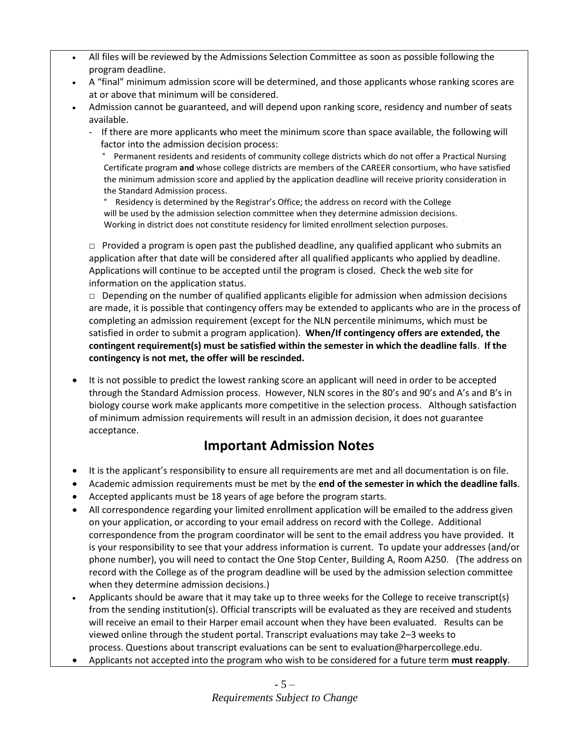- All files will be reviewed by the Admissions Selection Committee as soon as possible following the program deadline.
- A "final" minimum admission score will be determined, and those applicants whose ranking scores are at or above that minimum will be considered.
- Admission cannot be guaranteed, and will depend upon ranking score, residency and number of seats available.
  - If there are more applicants who meet the minimum score than space available, the following will factor into the admission decision process:
    - Permanent residents and residents of community college districts which do not offer a Practical Nursing Certificate program **and** whose college districts are members of the CAREER consortium, who have satisfied the minimum admission score and applied by the application deadline will receive priority consideration in the Standard Admission process.
    - Residency is determined by the Registrar's Office; the address on record with the College will be used by the admission selection committee when they determine admission decisions. Working in district does not constitute residency for limited enrollment selection purposes.

  - Provided a program is open past the published deadline, any qualified applicant who submits an application after that date will be considered after all qualified applicants who applied by deadline. Applications will continue to be accepted until the program is closed. Check the web site for information on the application status.
  - Depending on the number of qualified applicants eligible for admission when admission decisions are made, it is possible that contingency offers may be extended to applicants who are in the process of completing an admission requirement (except for the NLN percentile minimums, which must be satisfied in order to submit a program application). **When/If contingency offers are extended, the contingent requirement(s) must be satisfied within the semester in which the deadline falls**. **If the contingency is not met, the offer will be rescinded.**

- It is not possible to predict the lowest ranking score an applicant will need in order to be accepted through the Standard Admission process. However, NLN scores in the 80's and 90's and A's and B's in biology course work make applicants more competitive in the selection process. Although satisfaction of minimum admission requirements will result in an admission decision, it does not guarantee acceptance.

## Important Admission Notes

- It is the applicant's responsibility to ensure all requirements are met and all documentation is on file.
- Academic admission requirements must be met by the **end of the semester in which the deadline falls**.
- Accepted applicants must be 18 years of age before the program starts.
- All correspondence regarding your limited enrollment application will be emailed to the address given on your application, or according to your email address on record with the College. Additional correspondence from the program coordinator will be sent to the email address you have provided. It is your responsibility to see that your address information is current. To update your addresses (and/or phone number), you will need to contact the One Stop Center, Building A, Room A250. (The address on record with the College as of the program deadline will be used by the admission selection committee when they determine admission decisions.)
- Applicants should be aware that it may take up to three weeks for the College to receive transcript(s) from the sending institution(s). Official transcripts will be evaluated as they are received and students will receive an email to their Harper email account when they have been evaluated. Results can be viewed online through the student portal. Transcript evaluations may take 2–3 weeks to process. Questions about transcript evaluations can be sent to evaluation@harpercollege.edu.
- Applicants not accepted into the program who wish to be considered for a future term **must reapply**.

*Requirements Subject to Change*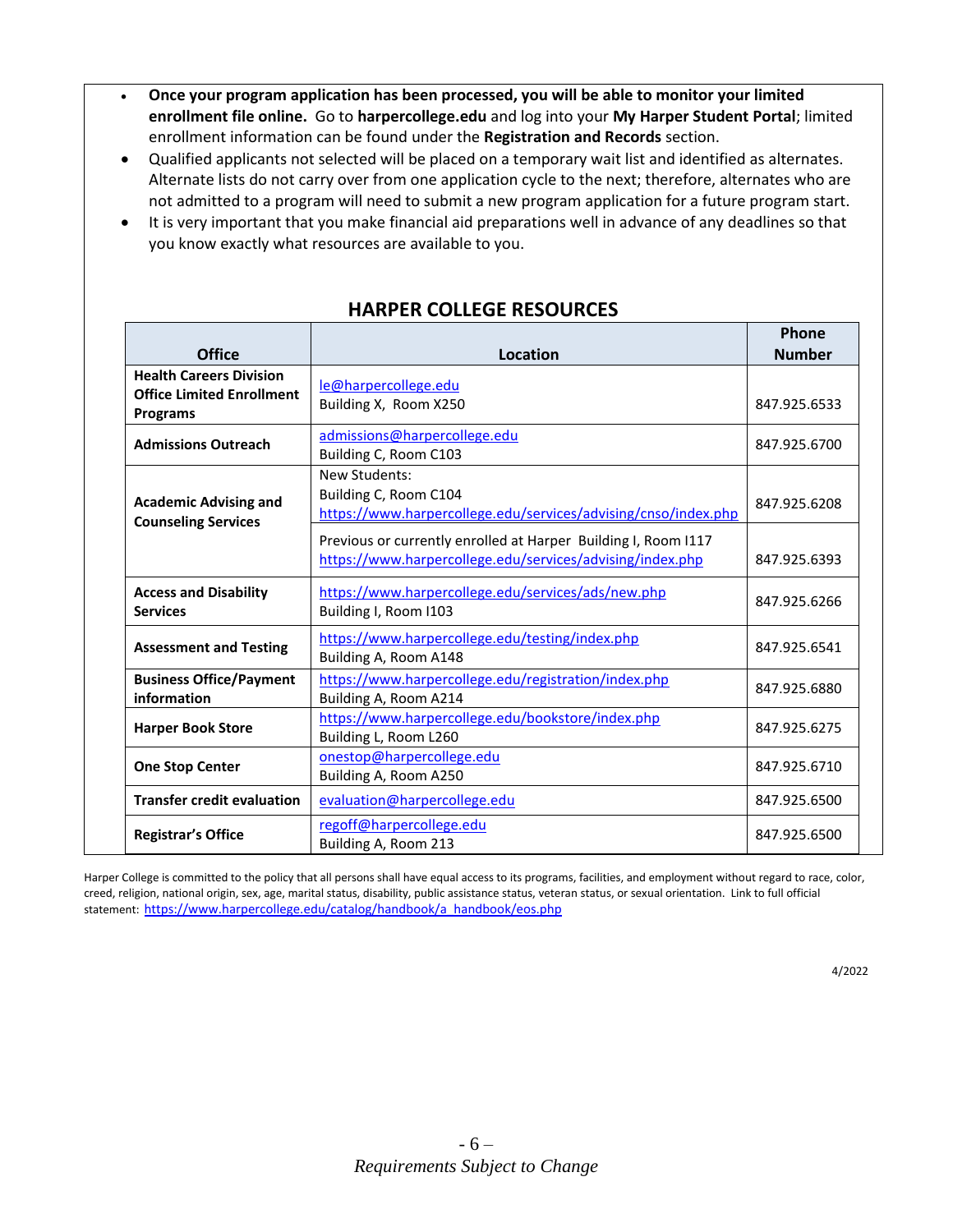- **Once your program application has been processed, you will be able to monitor your limited enrollment file online.** Go to **harpercollege.edu** and log into your **My Harper Student Portal**; limited enrollment information can be found under the **Registration and Records** section.
- Qualified applicants not selected will be placed on a temporary wait list and identified as alternates. Alternate lists do not carry over from one application cycle to the next; therefore, alternates who are not admitted to a program will need to submit a new program application for a future program start.
- It is very important that you make financial aid preparations well in advance of any deadlines so that you know exactly what resources are available to you.

## HARPER COLLEGE RESOURCES

| Office | Location | Phone Number |
|---|---|---|
| **Health Careers Division Office Limited Enrollment Programs** | le@harpercollege.edu<br>Building X, Room X250 | 847.925.6533 |
| **Admissions Outreach** | admissions@harpercollege.edu<br>Building C, Room C103 | 847.925.6700 |
| **Academic Advising and Counseling Services** | New Students:<br>Building C, Room C104<br>https://www.harpercollege.edu/services/advising/cnso/index.php | 847.925.6208 |
| | Previous or currently enrolled at Harper Building I, Room I117<br>https://www.harpercollege.edu/services/advising/index.php | 847.925.6393 |
| **Access and Disability Services** | https://www.harpercollege.edu/services/ads/new.php<br>Building I, Room I103 | 847.925.6266 |
| **Assessment and Testing** | https://www.harpercollege.edu/testing/index.php<br>Building A, Room A148 | 847.925.6541 |
| **Business Office/Payment information** | https://www.harpercollege.edu/registration/index.php<br>Building A, Room A214 | 847.925.6880 |
| **Harper Book Store** | https://www.harpercollege.edu/bookstore/index.php<br>Building L, Room L260 | 847.925.6275 |
| **One Stop Center** | onestop@harpercollege.edu<br>Building A, Room A250 | 847.925.6710 |
| **Transfer credit evaluation** | evaluation@harpercollege.edu | 847.925.6500 |
| **Registrar's Office** | regoff@harpercollege.edu<br>Building A, Room 213 | 847.925.6500 |

Harper College is committed to the policy that all persons shall have equal access to its programs, facilities, and employment without regard to race, color, creed, religion, national origin, sex, age, marital status, disability, public assistance status, veteran status, or sexual orientation. Link to full official statement: https://www.harpercollege.edu/catalog/handbook/a_handbook/eos.php

4/2022

*Requirements Subject to Change*